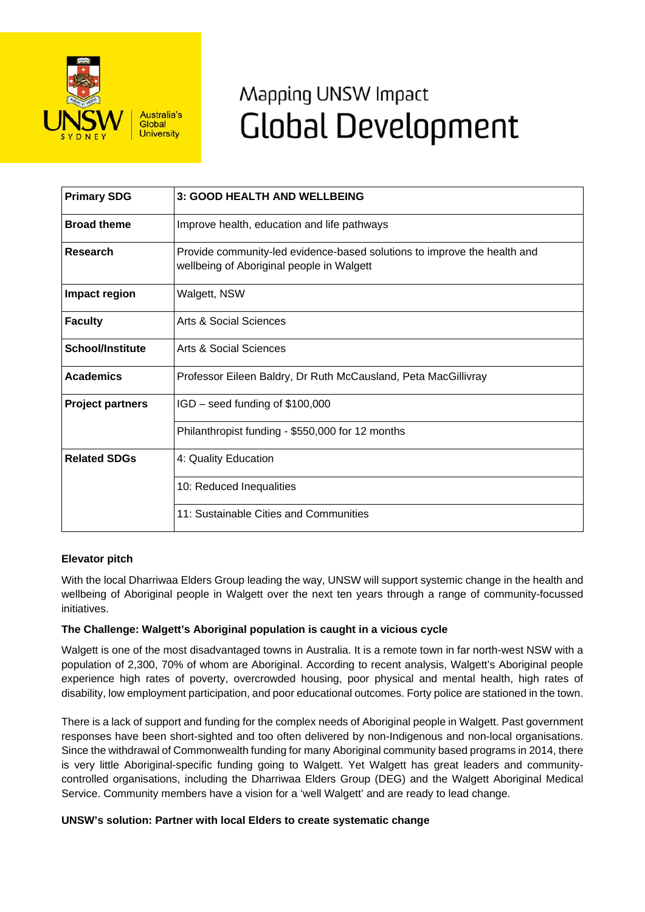# Mapping UNSW Impact
# Global Development

| | |
|---|---|
| **Primary SDG** | **3: GOOD HEALTH AND WELLBEING** |
| **Broad theme** | Improve health, education and life pathways |
| **Research** | Provide community-led evidence-based solutions to improve the health and wellbeing of Aboriginal people in Walgett |
| **Impact region** | Walgett, NSW |
| **Faculty** | Arts & Social Sciences |
| **School/Institute** | Arts & Social Sciences |
| **Academics** | Professor Eileen Baldry, Dr Ruth McCausland, Peta MacGillivray |
| **Project partners** | IGD – seed funding of $100,000 |
| | Philanthropist funding - $550,000 for 12 months |
| **Related SDGs** | 4: Quality Education |
| | 10: Reduced Inequalities |
| | 11: Sustainable Cities and Communities |

**Elevator pitch**

With the local Dharriwaa Elders Group leading the way, UNSW will support systemic change in the health and wellbeing of Aboriginal people in Walgett over the next ten years through a range of community-focussed initiatives.

**The Challenge: Walgett's Aboriginal population is caught in a vicious cycle**

Walgett is one of the most disadvantaged towns in Australia. It is a remote town in far north-west NSW with a population of 2,300, 70% of whom are Aboriginal. According to recent analysis, Walgett's Aboriginal people experience high rates of poverty, overcrowded housing, poor physical and mental health, high rates of disability, low employment participation, and poor educational outcomes. Forty police are stationed in the town.

There is a lack of support and funding for the complex needs of Aboriginal people in Walgett. Past government responses have been short-sighted and too often delivered by non-Indigenous and non-local organisations. Since the withdrawal of Commonwealth funding for many Aboriginal community based programs in 2014, there is very little Aboriginal-specific funding going to Walgett. Yet Walgett has great leaders and community-controlled organisations, including the Dharriwaa Elders Group (DEG) and the Walgett Aboriginal Medical Service. Community members have a vision for a 'well Walgett' and are ready to lead change.

**UNSW's solution: Partner with local Elders to create systematic change**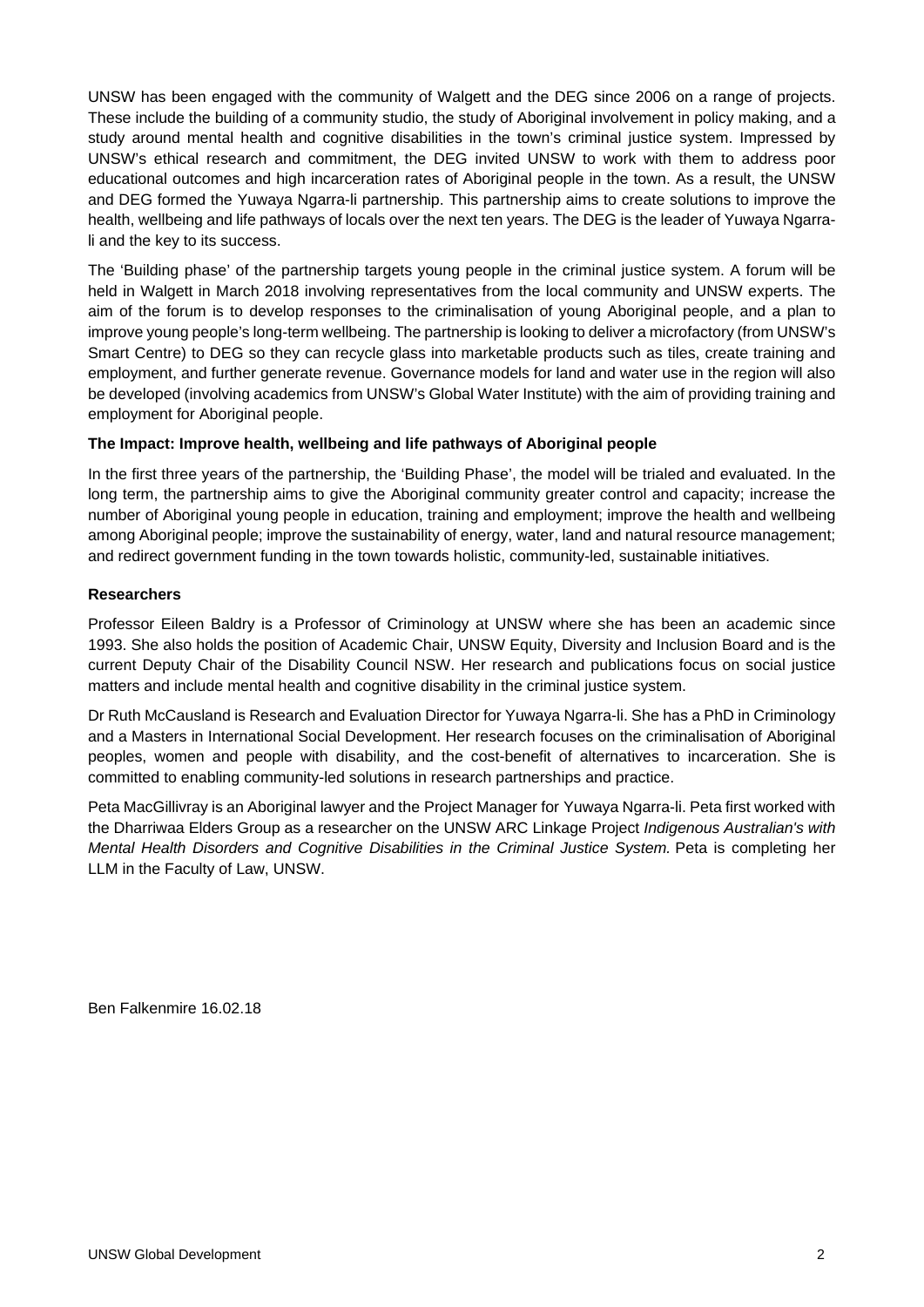UNSW has been engaged with the community of Walgett and the DEG since 2006 on a range of projects. These include the building of a community studio, the study of Aboriginal involvement in policy making, and a study around mental health and cognitive disabilities in the town's criminal justice system. Impressed by UNSW's ethical research and commitment, the DEG invited UNSW to work with them to address poor educational outcomes and high incarceration rates of Aboriginal people in the town. As a result, the UNSW and DEG formed the Yuwaya Ngarra-li partnership. This partnership aims to create solutions to improve the health, wellbeing and life pathways of locals over the next ten years. The DEG is the leader of Yuwaya Ngarra-li and the key to its success.

The 'Building phase' of the partnership targets young people in the criminal justice system. A forum will be held in Walgett in March 2018 involving representatives from the local community and UNSW experts. The aim of the forum is to develop responses to the criminalisation of young Aboriginal people, and a plan to improve young people's long-term wellbeing. The partnership is looking to deliver a microfactory (from UNSW's Smart Centre) to DEG so they can recycle glass into marketable products such as tiles, create training and employment, and further generate revenue. Governance models for land and water use in the region will also be developed (involving academics from UNSW's Global Water Institute) with the aim of providing training and employment for Aboriginal people.

**The Impact: Improve health, wellbeing and life pathways of Aboriginal people**

In the first three years of the partnership, the 'Building Phase', the model will be trialed and evaluated. In the long term, the partnership aims to give the Aboriginal community greater control and capacity; increase the number of Aboriginal young people in education, training and employment; improve the health and wellbeing among Aboriginal people; improve the sustainability of energy, water, land and natural resource management; and redirect government funding in the town towards holistic, community-led, sustainable initiatives.

**Researchers**

Professor Eileen Baldry is a Professor of Criminology at UNSW where she has been an academic since 1993. She also holds the position of Academic Chair, UNSW Equity, Diversity and Inclusion Board and is the current Deputy Chair of the Disability Council NSW. Her research and publications focus on social justice matters and include mental health and cognitive disability in the criminal justice system.

Dr Ruth McCausland is Research and Evaluation Director for Yuwaya Ngarra-li. She has a PhD in Criminology and a Masters in International Social Development. Her research focuses on the criminalisation of Aboriginal peoples, women and people with disability, and the cost-benefit of alternatives to incarceration. She is committed to enabling community-led solutions in research partnerships and practice.

Peta MacGillivray is an Aboriginal lawyer and the Project Manager for Yuwaya Ngarra-li. Peta first worked with the Dharriwaa Elders Group as a researcher on the UNSW ARC Linkage Project *Indigenous Australian's with Mental Health Disorders and Cognitive Disabilities in the Criminal Justice System.* Peta is completing her LLM in the Faculty of Law, UNSW.

Ben Falkenmire 16.02.18